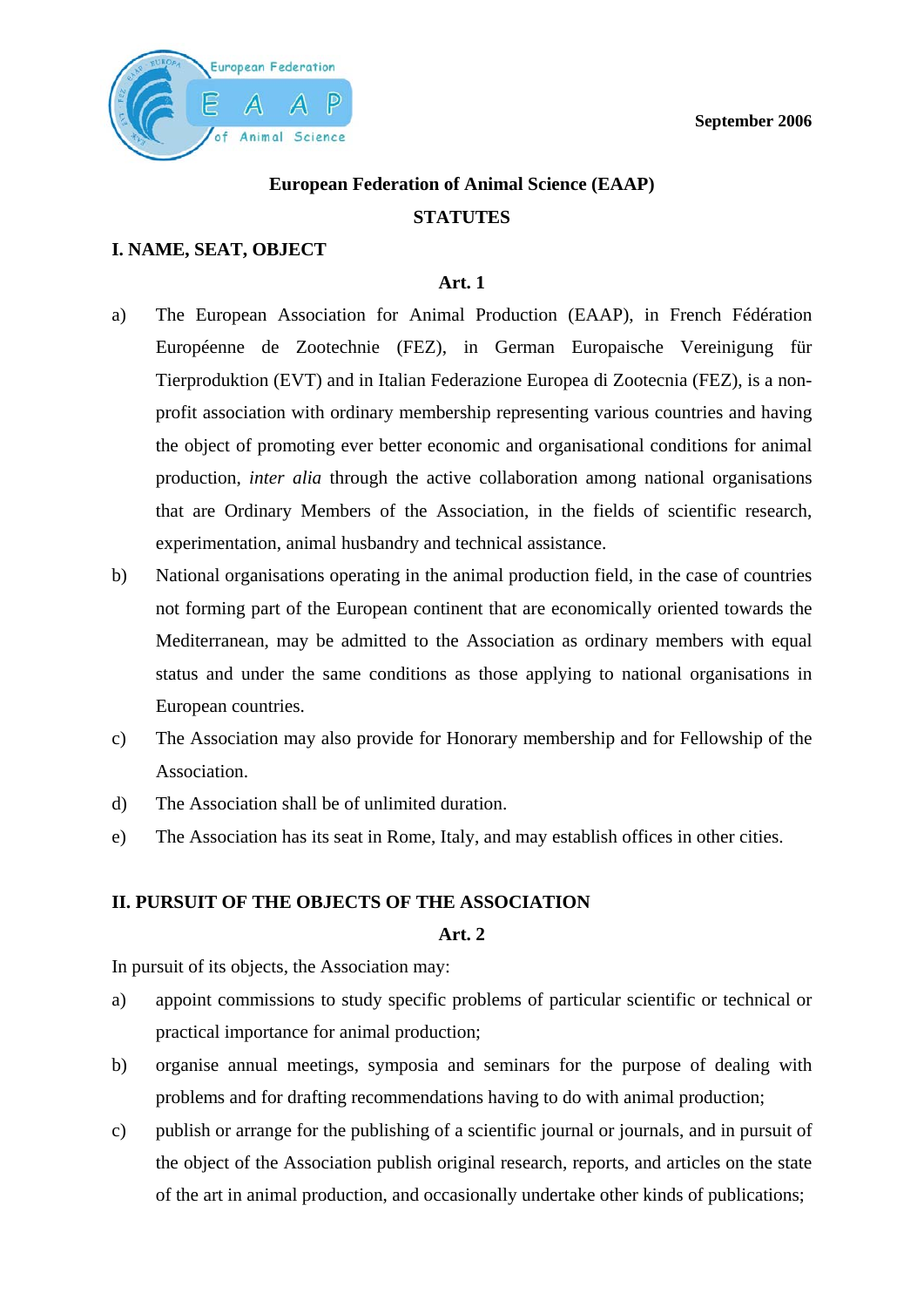September 2006

# European Federation of Animal Science (EAAP)

## STATUTES

### I. NAME, SEAT, OBJECT

**Art. 1**

a) The European Association for Animal Production (EAAP), in French Fédération Européenne de Zootechnie (FEZ), in German Europaische Vereinigung für Tierproduktion (EVT) and in Italian Federazione Europea di Zootecnia (FEZ), is a non-profit association with ordinary membership representing various countries and having the object of promoting ever better economic and organisational conditions for animal production, *inter alia* through the active collaboration among national organisations that are Ordinary Members of the Association, in the fields of scientific research, experimentation, animal husbandry and technical assistance.

b) National organisations operating in the animal production field, in the case of countries not forming part of the European continent that are economically oriented towards the Mediterranean, may be admitted to the Association as ordinary members with equal status and under the same conditions as those applying to national organisations in European countries.

c) The Association may also provide for Honorary membership and for Fellowship of the Association.

d) The Association shall be of unlimited duration.

e) The Association has its seat in Rome, Italy, and may establish offices in other cities.

### II. PURSUIT OF THE OBJECTS OF THE ASSOCIATION

**Art. 2**

In pursuit of its objects, the Association may:

a) appoint commissions to study specific problems of particular scientific or technical or practical importance for animal production;

b) organise annual meetings, symposia and seminars for the purpose of dealing with problems and for drafting recommendations having to do with animal production;

c) publish or arrange for the publishing of a scientific journal or journals, and in pursuit of the object of the Association publish original research, reports, and articles on the state of the art in animal production, and occasionally undertake other kinds of publications;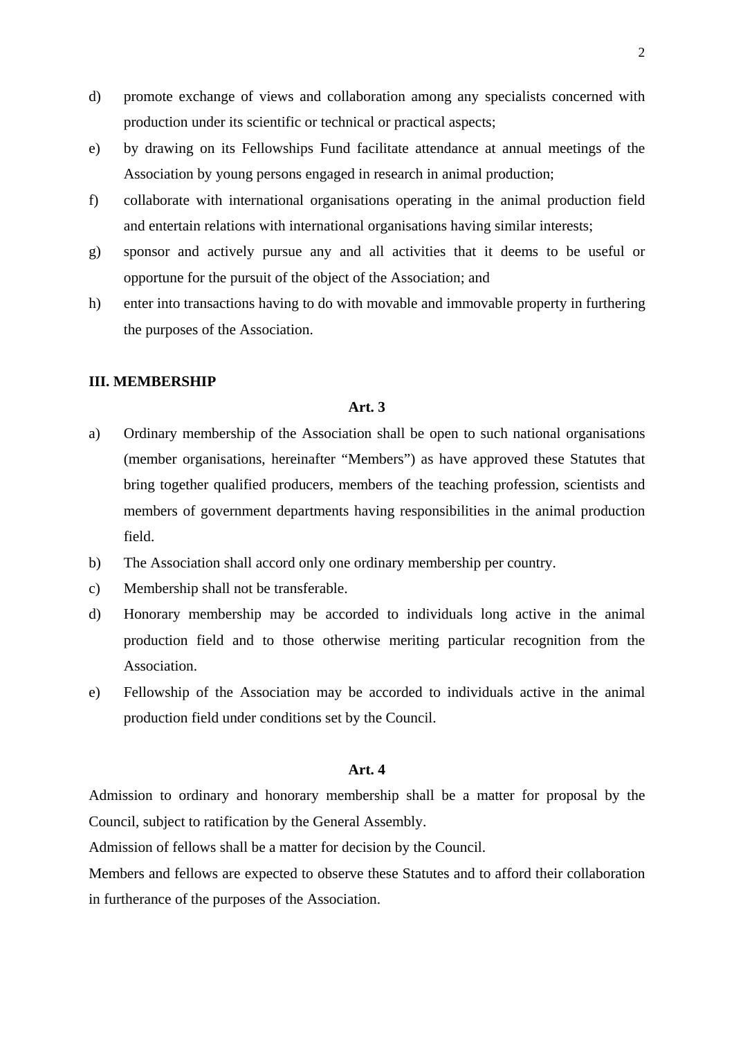d) promote exchange of views and collaboration among any specialists concerned with production under its scientific or technical or practical aspects;

e) by drawing on its Fellowships Fund facilitate attendance at annual meetings of the Association by young persons engaged in research in animal production;

f) collaborate with international organisations operating in the animal production field and entertain relations with international organisations having similar interests;

g) sponsor and actively pursue any and all activities that it deems to be useful or opportune for the pursuit of the object of the Association; and

h) enter into transactions having to do with movable and immovable property in furthering the purposes of the Association.

## III. MEMBERSHIP

### Art. 3

a) Ordinary membership of the Association shall be open to such national organisations (member organisations, hereinafter "Members") as have approved these Statutes that bring together qualified producers, members of the teaching profession, scientists and members of government departments having responsibilities in the animal production field.

b) The Association shall accord only one ordinary membership per country.

c) Membership shall not be transferable.

d) Honorary membership may be accorded to individuals long active in the animal production field and to those otherwise meriting particular recognition from the Association.

e) Fellowship of the Association may be accorded to individuals active in the animal production field under conditions set by the Council.

### Art. 4

Admission to ordinary and honorary membership shall be a matter for proposal by the Council, subject to ratification by the General Assembly.

Admission of fellows shall be a matter for decision by the Council.

Members and fellows are expected to observe these Statutes and to afford their collaboration in furtherance of the purposes of the Association.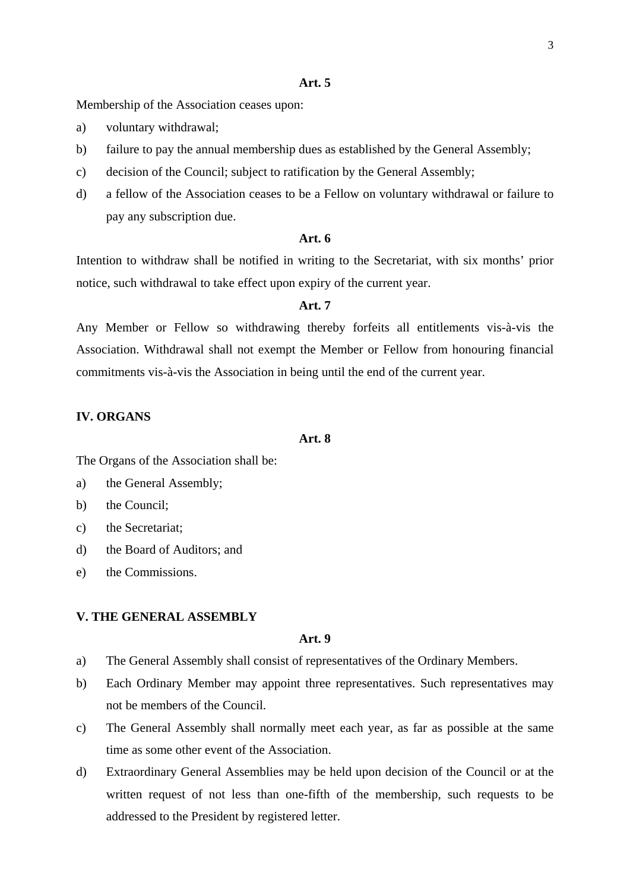**Art. 5**

Membership of the Association ceases upon:

a) voluntary withdrawal;

b) failure to pay the annual membership dues as established by the General Assembly;

c) decision of the Council; subject to ratification by the General Assembly;

d) a fellow of the Association ceases to be a Fellow on voluntary withdrawal or failure to pay any subscription due.

**Art. 6**

Intention to withdraw shall be notified in writing to the Secretariat, with six months' prior notice, such withdrawal to take effect upon expiry of the current year.

**Art. 7**

Any Member or Fellow so withdrawing thereby forfeits all entitlements vis-à-vis the Association. Withdrawal shall not exempt the Member or Fellow from honouring financial commitments vis-à-vis the Association in being until the end of the current year.

## IV. ORGANS

**Art. 8**

The Organs of the Association shall be:

a) the General Assembly;

b) the Council;

c) the Secretariat;

d) the Board of Auditors; and

e) the Commissions.

## V. THE GENERAL ASSEMBLY

**Art. 9**

a) The General Assembly shall consist of representatives of the Ordinary Members.

b) Each Ordinary Member may appoint three representatives. Such representatives may not be members of the Council.

c) The General Assembly shall normally meet each year, as far as possible at the same time as some other event of the Association.

d) Extraordinary General Assemblies may be held upon decision of the Council or at the written request of not less than one-fifth of the membership, such requests to be addressed to the President by registered letter.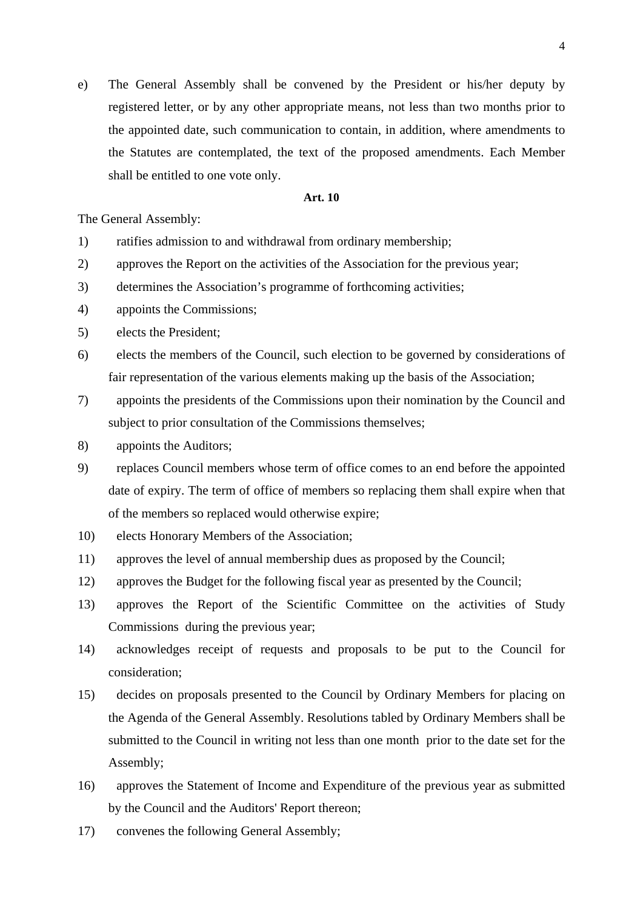e) The General Assembly shall be convened by the President or his/her deputy by registered letter, or by any other appropriate means, not less than two months prior to the appointed date, such communication to contain, in addition, where amendments to the Statutes are contemplated, the text of the proposed amendments. Each Member shall be entitled to one vote only.

**Art. 10**

The General Assembly:

1) ratifies admission to and withdrawal from ordinary membership;
2) approves the Report on the activities of the Association for the previous year;
3) determines the Association's programme of forthcoming activities;
4) appoints the Commissions;
5) elects the President;
6) elects the members of the Council, such election to be governed by considerations of fair representation of the various elements making up the basis of the Association;
7) appoints the presidents of the Commissions upon their nomination by the Council and subject to prior consultation of the Commissions themselves;
8) appoints the Auditors;
9) replaces Council members whose term of office comes to an end before the appointed date of expiry. The term of office of members so replacing them shall expire when that of the members so replaced would otherwise expire;
10) elects Honorary Members of the Association;
11) approves the level of annual membership dues as proposed by the Council;
12) approves the Budget for the following fiscal year as presented by the Council;
13) approves the Report of the Scientific Committee on the activities of Study Commissions during the previous year;
14) acknowledges receipt of requests and proposals to be put to the Council for consideration;
15) decides on proposals presented to the Council by Ordinary Members for placing on the Agenda of the General Assembly. Resolutions tabled by Ordinary Members shall be submitted to the Council in writing not less than one month prior to the date set for the Assembly;
16) approves the Statement of Income and Expenditure of the previous year as submitted by the Council and the Auditors' Report thereon;
17) convenes the following General Assembly;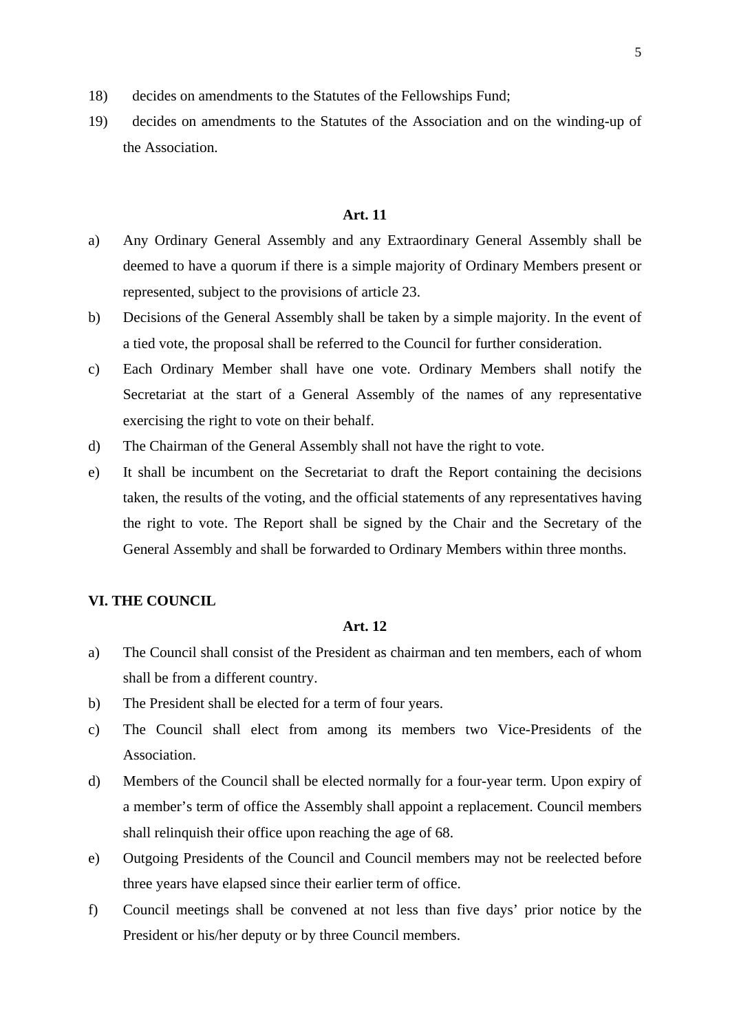18) decides on amendments to the Statutes of the Fellowships Fund;

19) decides on amendments to the Statutes of the Association and on the winding-up of the Association.

**Art. 11**

a) Any Ordinary General Assembly and any Extraordinary General Assembly shall be deemed to have a quorum if there is a simple majority of Ordinary Members present or represented, subject to the provisions of article 23.

b) Decisions of the General Assembly shall be taken by a simple majority. In the event of a tied vote, the proposal shall be referred to the Council for further consideration.

c) Each Ordinary Member shall have one vote. Ordinary Members shall notify the Secretariat at the start of a General Assembly of the names of any representative exercising the right to vote on their behalf.

d) The Chairman of the General Assembly shall not have the right to vote.

e) It shall be incumbent on the Secretariat to draft the Report containing the decisions taken, the results of the voting, and the official statements of any representatives having the right to vote. The Report shall be signed by the Chair and the Secretary of the General Assembly and shall be forwarded to Ordinary Members within three months.

## VI. THE COUNCIL

**Art. 12**

a) The Council shall consist of the President as chairman and ten members, each of whom shall be from a different country.

b) The President shall be elected for a term of four years.

c) The Council shall elect from among its members two Vice-Presidents of the Association.

d) Members of the Council shall be elected normally for a four-year term. Upon expiry of a member's term of office the Assembly shall appoint a replacement. Council members shall relinquish their office upon reaching the age of 68.

e) Outgoing Presidents of the Council and Council members may not be reelected before three years have elapsed since their earlier term of office.

f) Council meetings shall be convened at not less than five days' prior notice by the President or his/her deputy or by three Council members.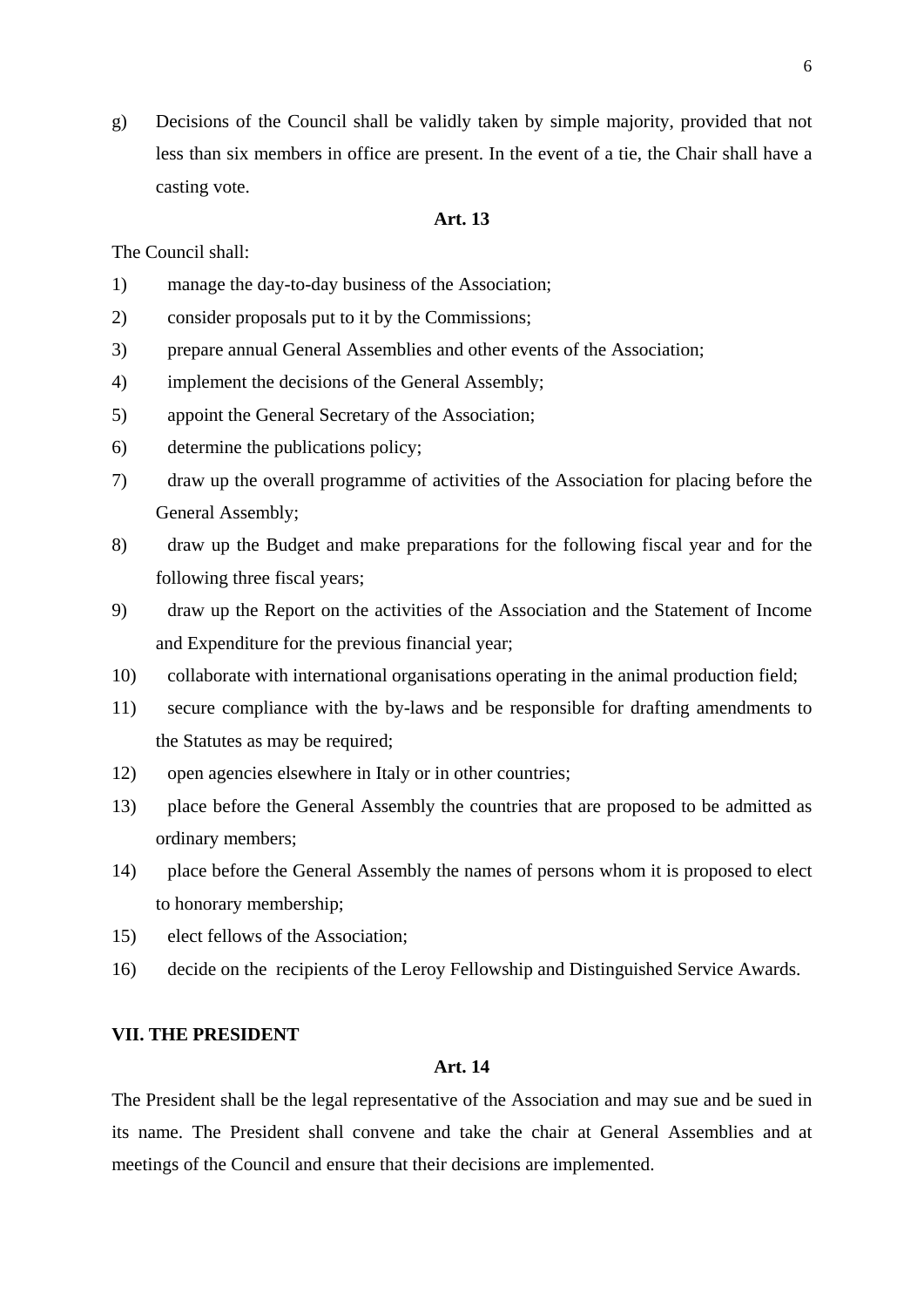g) Decisions of the Council shall be validly taken by simple majority, provided that not less than six members in office are present. In the event of a tie, the Chair shall have a casting vote.

**Art. 13**

The Council shall:

1) manage the day-to-day business of the Association;
2) consider proposals put to it by the Commissions;
3) prepare annual General Assemblies and other events of the Association;
4) implement the decisions of the General Assembly;
5) appoint the General Secretary of the Association;
6) determine the publications policy;
7) draw up the overall programme of activities of the Association for placing before the General Assembly;
8) draw up the Budget and make preparations for the following fiscal year and for the following three fiscal years;
9) draw up the Report on the activities of the Association and the Statement of Income and Expenditure for the previous financial year;
10) collaborate with international organisations operating in the animal production field;
11) secure compliance with the by-laws and be responsible for drafting amendments to the Statutes as may be required;
12) open agencies elsewhere in Italy or in other countries;
13) place before the General Assembly the countries that are proposed to be admitted as ordinary members;
14) place before the General Assembly the names of persons whom it is proposed to elect to honorary membership;
15) elect fellows of the Association;
16) decide on the recipients of the Leroy Fellowship and Distinguished Service Awards.

## VII. THE PRESIDENT

**Art. 14**

The President shall be the legal representative of the Association and may sue and be sued in its name. The President shall convene and take the chair at General Assemblies and at meetings of the Council and ensure that their decisions are implemented.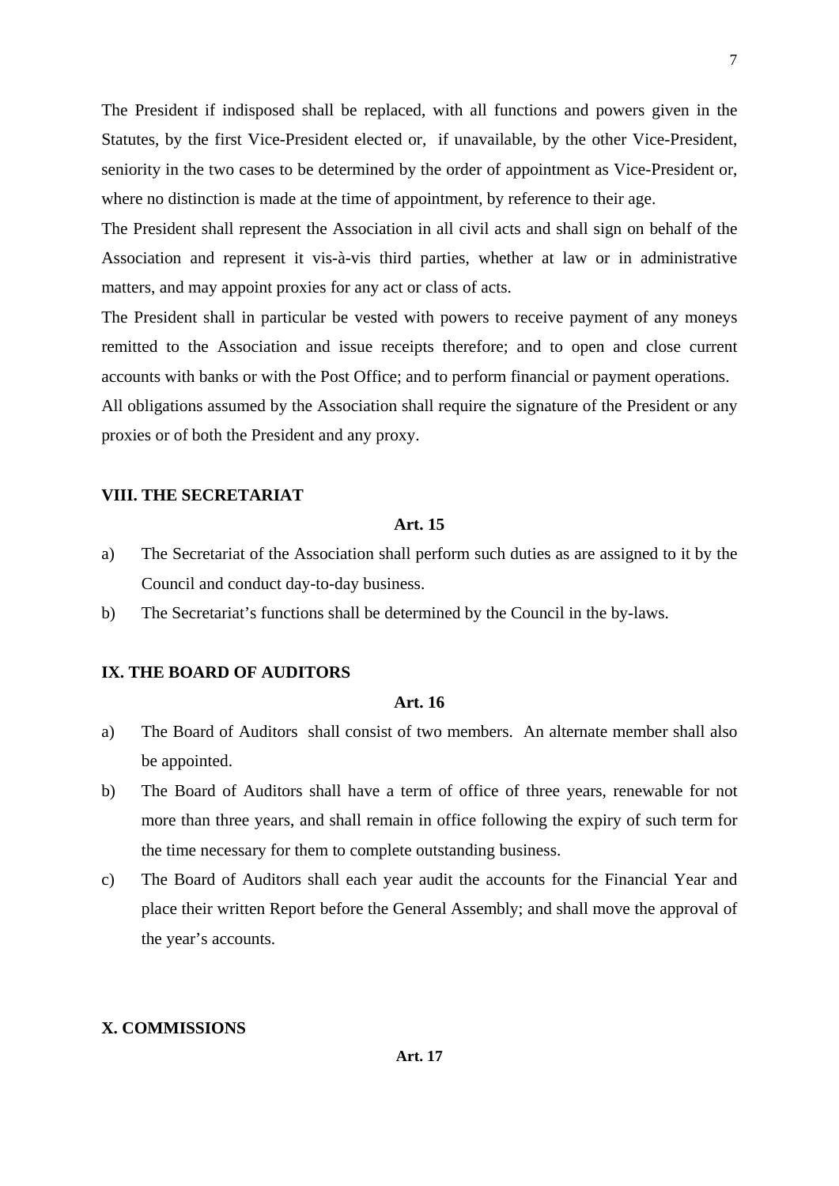The President if indisposed shall be replaced, with all functions and powers given in the Statutes, by the first Vice-President elected or, if unavailable, by the other Vice-President, seniority in the two cases to be determined by the order of appointment as Vice-President or, where no distinction is made at the time of appointment, by reference to their age.

The President shall represent the Association in all civil acts and shall sign on behalf of the Association and represent it vis-à-vis third parties, whether at law or in administrative matters, and may appoint proxies for any act or class of acts.

The President shall in particular be vested with powers to receive payment of any moneys remitted to the Association and issue receipts therefore; and to open and close current accounts with banks or with the Post Office; and to perform financial or payment operations.

All obligations assumed by the Association shall require the signature of the President or any proxies or of both the President and any proxy.

## VIII. THE SECRETARIAT

**Art. 15**

a) The Secretariat of the Association shall perform such duties as are assigned to it by the Council and conduct day-to-day business.

b) The Secretariat's functions shall be determined by the Council in the by-laws.

## IX. THE BOARD OF AUDITORS

**Art. 16**

a) The Board of Auditors shall consist of two members. An alternate member shall also be appointed.

b) The Board of Auditors shall have a term of office of three years, renewable for not more than three years, and shall remain in office following the expiry of such term for the time necessary for them to complete outstanding business.

c) The Board of Auditors shall each year audit the accounts for the Financial Year and place their written Report before the General Assembly; and shall move the approval of the year's accounts.

## X. COMMISSIONS

**Art. 17**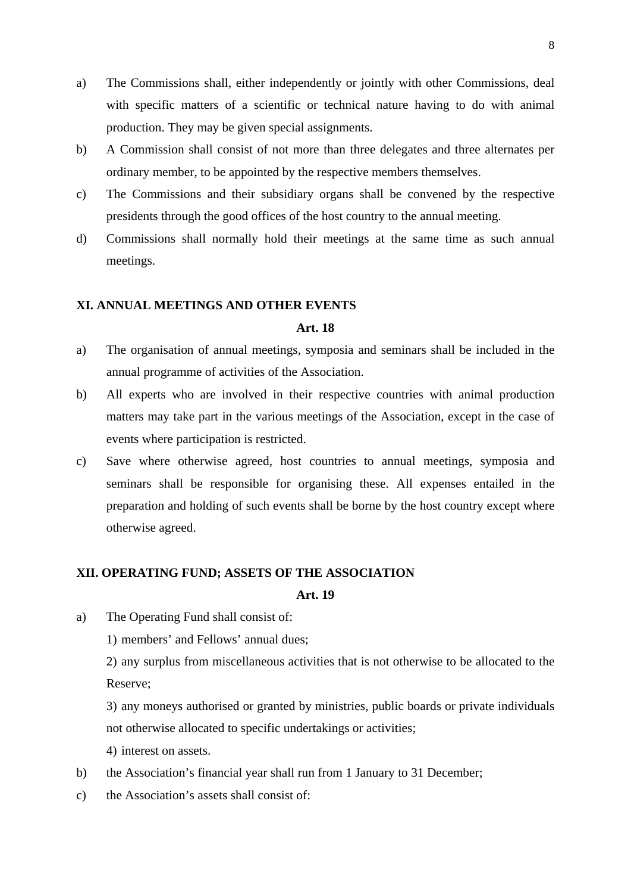a) The Commissions shall, either independently or jointly with other Commissions, deal with specific matters of a scientific or technical nature having to do with animal production. They may be given special assignments.

b) A Commission shall consist of not more than three delegates and three alternates per ordinary member, to be appointed by the respective members themselves.

c) The Commissions and their subsidiary organs shall be convened by the respective presidents through the good offices of the host country to the annual meeting.

d) Commissions shall normally hold their meetings at the same time as such annual meetings.

## XI. ANNUAL MEETINGS AND OTHER EVENTS

**Art. 18**

a) The organisation of annual meetings, symposia and seminars shall be included in the annual programme of activities of the Association.

b) All experts who are involved in their respective countries with animal production matters may take part in the various meetings of the Association, except in the case of events where participation is restricted.

c) Save where otherwise agreed, host countries to annual meetings, symposia and seminars shall be responsible for organising these. All expenses entailed in the preparation and holding of such events shall be borne by the host country except where otherwise agreed.

## XII. OPERATING FUND; ASSETS OF THE ASSOCIATION

**Art. 19**

a) The Operating Fund shall consist of:

   1) members' and Fellows' annual dues;

   2) any surplus from miscellaneous activities that is not otherwise to be allocated to the Reserve;

   3) any moneys authorised or granted by ministries, public boards or private individuals not otherwise allocated to specific undertakings or activities;

   4) interest on assets.

b) the Association's financial year shall run from 1 January to 31 December;

c) the Association's assets shall consist of: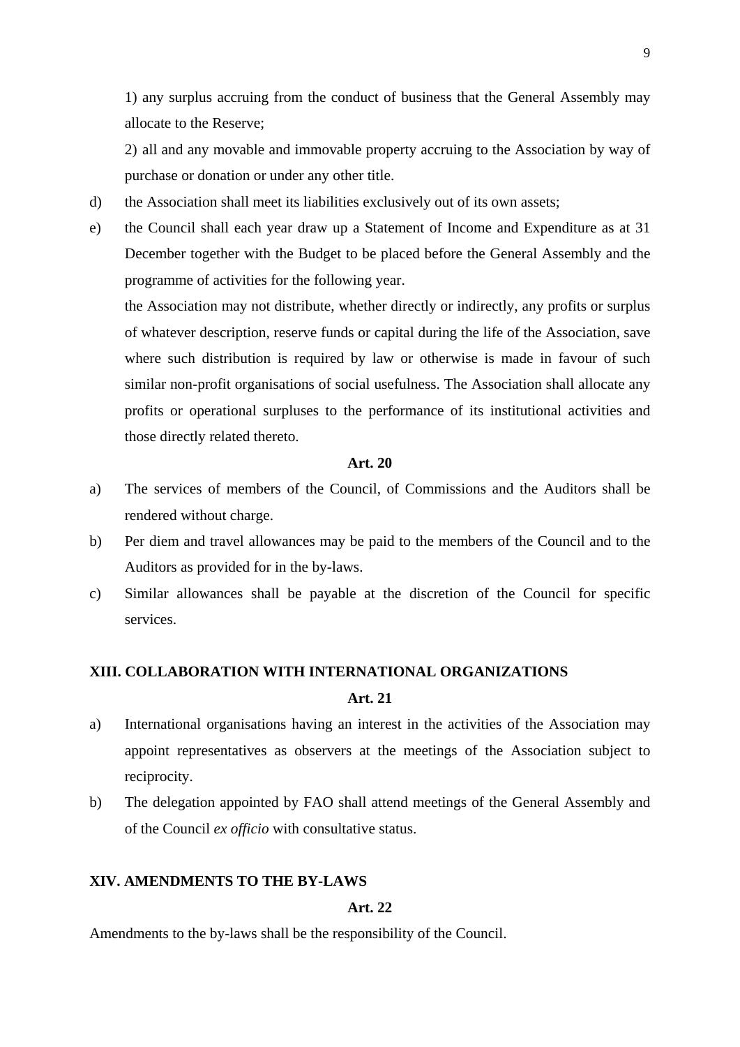1) any surplus accruing from the conduct of business that the General Assembly may allocate to the Reserve;

2) all and any movable and immovable property accruing to the Association by way of purchase or donation or under any other title.

d) the Association shall meet its liabilities exclusively out of its own assets;

e) the Council shall each year draw up a Statement of Income and Expenditure as at 31 December together with the Budget to be placed before the General Assembly and the programme of activities for the following year.

the Association may not distribute, whether directly or indirectly, any profits or surplus of whatever description, reserve funds or capital during the life of the Association, save where such distribution is required by law or otherwise is made in favour of such similar non-profit organisations of social usefulness. The Association shall allocate any profits or operational surpluses to the performance of its institutional activities and those directly related thereto.

**Art. 20**

a) The services of members of the Council, of Commissions and the Auditors shall be rendered without charge.

b) Per diem and travel allowances may be paid to the members of the Council and to the Auditors as provided for in the by-laws.

c) Similar allowances shall be payable at the discretion of the Council for specific services.

## XIII. COLLABORATION WITH INTERNATIONAL ORGANIZATIONS

**Art. 21**

a) International organisations having an interest in the activities of the Association may appoint representatives as observers at the meetings of the Association subject to reciprocity.

b) The delegation appointed by FAO shall attend meetings of the General Assembly and of the Council *ex officio* with consultative status.

## XIV. AMENDMENTS TO THE BY-LAWS

**Art. 22**

Amendments to the by-laws shall be the responsibility of the Council.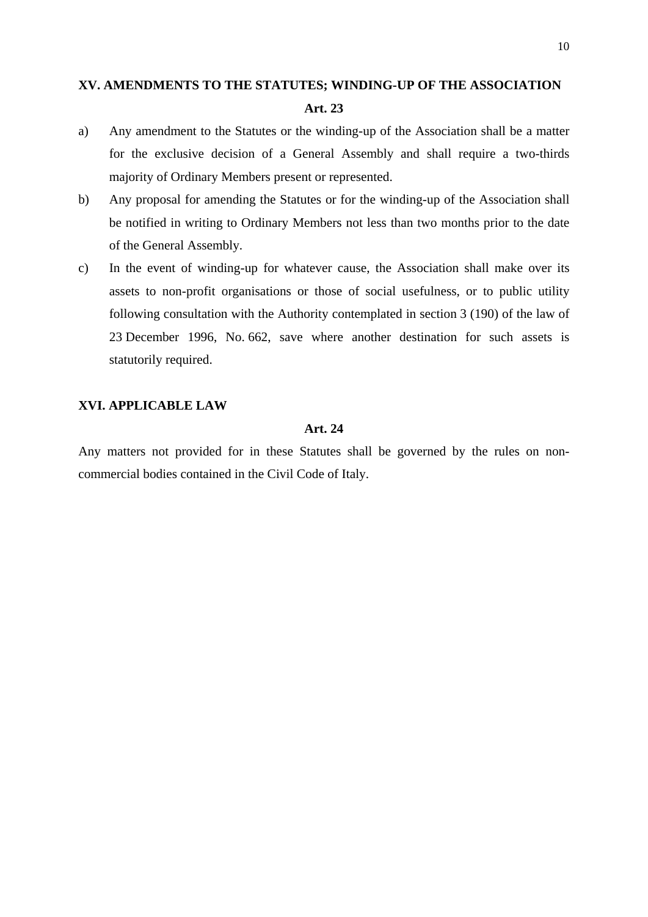## XV. AMENDMENTS TO THE STATUTES; WINDING-UP OF THE ASSOCIATION

### Art. 23

a) Any amendment to the Statutes or the winding-up of the Association shall be a matter for the exclusive decision of a General Assembly and shall require a two-thirds majority of Ordinary Members present or represented.

b) Any proposal for amending the Statutes or for the winding-up of the Association shall be notified in writing to Ordinary Members not less than two months prior to the date of the General Assembly.

c) In the event of winding-up for whatever cause, the Association shall make over its assets to non-profit organisations or those of social usefulness, or to public utility following consultation with the Authority contemplated in section 3 (190) of the law of 23 December 1996, No. 662, save where another destination for such assets is statutorily required.

## XVI. APPLICABLE LAW

### Art. 24

Any matters not provided for in these Statutes shall be governed by the rules on non-commercial bodies contained in the Civil Code of Italy.